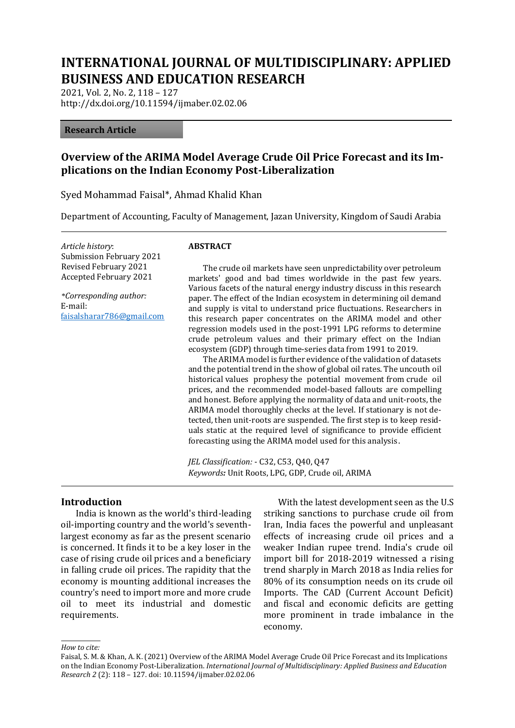# INTERNATIONAL JOURNAL OF MULTIDISCIPLINARY: APPLIED BUSINESS AND EDUCATION RESEARCH

2021, Vol. 2, No. 2, 118 – 127
http://dx.doi.org/10.11594/ijmaber.02.02.06

**Research Article**

## Overview of the ARIMA Model Average Crude Oil Price Forecast and its Implications on the Indian Economy Post-Liberalization

Syed Mohammad Faisal*, Ahmad Khalid Khan

Department of Accounting, Faculty of Management, Jazan University, Kingdom of Saudi Arabia

*Article history*:
Submission February 2021
Revised February 2021
Accepted February 2021

*\*Corresponding author:*
E-mail:
faisalsharar786@gmail.com

**ABSTRACT**

The crude oil markets have seen unpredictability over petroleum markets' good and bad times worldwide in the past few years. Various facets of the natural energy industry discuss in this research paper. The effect of the Indian ecosystem in determining oil demand and supply is vital to understand price fluctuations. Researchers in this research paper concentrates on the ARIMA model and other regression models used in the post-1991 LPG reforms to determine crude petroleum values and their primary effect on the Indian ecosystem (GDP) through time-series data from 1991 to 2019.

The ARIMA model is further evidence of the validation of datasets and the potential trend in the show of global oil rates. The uncouth oil historical values prophesy the potential movement from crude oil prices, and the recommended model-based fallouts are compelling and honest. Before applying the normality of data and unit-roots, the ARIMA model thoroughly checks at the level. If stationary is not detected, then unit-roots are suspended. The first step is to keep residuals static at the required level of significance to provide efficient forecasting using the ARIMA model used for this analysis.

*JEL Classification:* - C32, C53, Q40, Q47
*Keywords:* Unit Roots, LPG, GDP, Crude oil, ARIMA

## Introduction

India is known as the world's third-leading oil-importing country and the world's seventh-largest economy as far as the present scenario is concerned. It finds it to be a key loser in the case of rising crude oil prices and a beneficiary in falling crude oil prices. The rapidity that the economy is mounting additional increases the country's need to import more and more crude oil to meet its industrial and domestic requirements.

With the latest development seen as the U.S striking sanctions to purchase crude oil from Iran, India faces the powerful and unpleasant effects of increasing crude oil prices and a weaker Indian rupee trend. India's crude oil import bill for 2018-2019 witnessed a rising trend sharply in March 2018 as India relies for 80% of its consumption needs on its crude oil Imports. The CAD (Current Account Deficit) and fiscal and economic deficits are getting more prominent in trade imbalance in the economy.

*How to cite:*
Faisal, S. M. & Khan, A. K. (2021) Overview of the ARIMA Model Average Crude Oil Price Forecast and its Implications on the Indian Economy Post-Liberalization. *International Journal of Multidisciplinary: Applied Business and Education Research 2* (2): 118 – 127. doi: 10.11594/ijmaber.02.02.06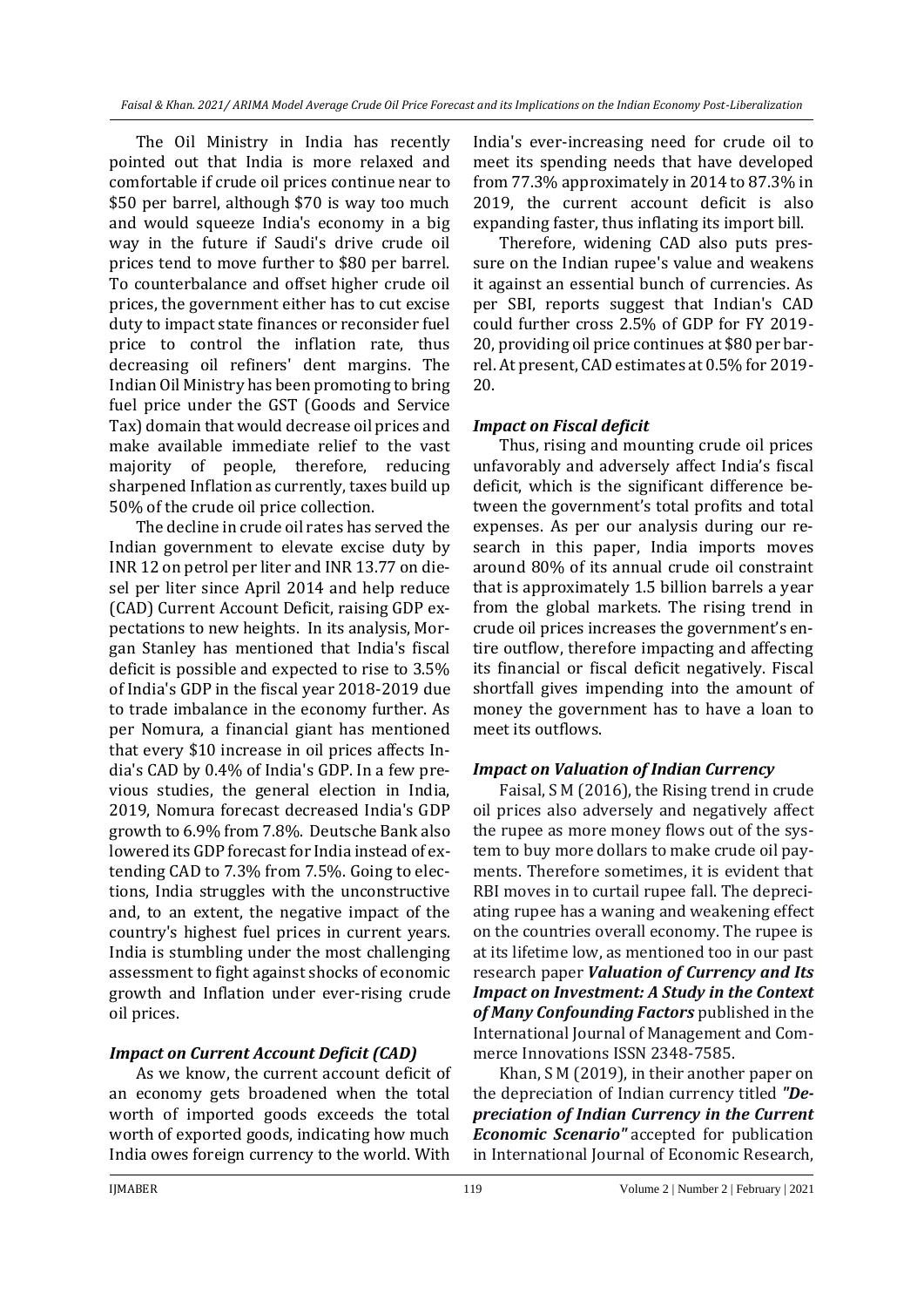The Oil Ministry in India has recently pointed out that India is more relaxed and comfortable if crude oil prices continue near to \$50 per barrel, although \$70 is way too much and would squeeze India's economy in a big way in the future if Saudi's drive crude oil prices tend to move further to \$80 per barrel. To counterbalance and offset higher crude oil prices, the government either has to cut excise duty to impact state finances or reconsider fuel price to control the inflation rate, thus decreasing oil refiners' dent margins. The Indian Oil Ministry has been promoting to bring fuel price under the GST (Goods and Service Tax) domain that would decrease oil prices and make available immediate relief to the vast majority of people, therefore, reducing sharpened Inflation as currently, taxes build up 50% of the crude oil price collection.

The decline in crude oil rates has served the Indian government to elevate excise duty by INR 12 on petrol per liter and INR 13.77 on diesel per liter since April 2014 and help reduce (CAD) Current Account Deficit, raising GDP expectations to new heights. In its analysis, Morgan Stanley has mentioned that India's fiscal deficit is possible and expected to rise to 3.5% of India's GDP in the fiscal year 2018-2019 due to trade imbalance in the economy further. As per Nomura, a financial giant has mentioned that every \$10 increase in oil prices affects India's CAD by 0.4% of India's GDP. In a few previous studies, the general election in India, 2019, Nomura forecast decreased India's GDP growth to 6.9% from 7.8%. Deutsche Bank also lowered its GDP forecast for India instead of extending CAD to 7.3% from 7.5%. Going to elections, India struggles with the unconstructive and, to an extent, the negative impact of the country's highest fuel prices in current years. India is stumbling under the most challenging assessment to fight against shocks of economic growth and Inflation under ever-rising crude oil prices.

### *Impact on Current Account Deficit (CAD)*

As we know, the current account deficit of an economy gets broadened when the total worth of imported goods exceeds the total worth of exported goods, indicating how much India owes foreign currency to the world. With India's ever-increasing need for crude oil to meet its spending needs that have developed from 77.3% approximately in 2014 to 87.3% in 2019, the current account deficit is also expanding faster, thus inflating its import bill.

Therefore, widening CAD also puts pressure on the Indian rupee's value and weakens it against an essential bunch of currencies. As per SBI, reports suggest that Indian's CAD could further cross 2.5% of GDP for FY 2019-20, providing oil price continues at \$80 per barrel. At present, CAD estimates at 0.5% for 2019-20.

### *Impact on Fiscal deficit*

Thus, rising and mounting crude oil prices unfavorably and adversely affect India's fiscal deficit, which is the significant difference between the government's total profits and total expenses. As per our analysis during our research in this paper, India imports moves around 80% of its annual crude oil constraint that is approximately 1.5 billion barrels a year from the global markets. The rising trend in crude oil prices increases the government's entire outflow, therefore impacting and affecting its financial or fiscal deficit negatively. Fiscal shortfall gives impending into the amount of money the government has to have a loan to meet its outflows.

### *Impact on Valuation of Indian Currency*

Faisal, S M (2016), the Rising trend in crude oil prices also adversely and negatively affect the rupee as more money flows out of the system to buy more dollars to make crude oil payments. Therefore sometimes, it is evident that RBI moves in to curtail rupee fall. The depreciating rupee has a waning and weakening effect on the countries overall economy. The rupee is at its lifetime low, as mentioned too in our past research paper ***Valuation of Currency and Its Impact on Investment: A Study in the Context of Many Confounding Factors*** published in the International Journal of Management and Commerce Innovations ISSN 2348-7585.

Khan, S M (2019), in their another paper on the depreciation of Indian currency titled ***"Depreciation of Indian Currency in the Current Economic Scenario"*** accepted for publication in International Journal of Economic Research,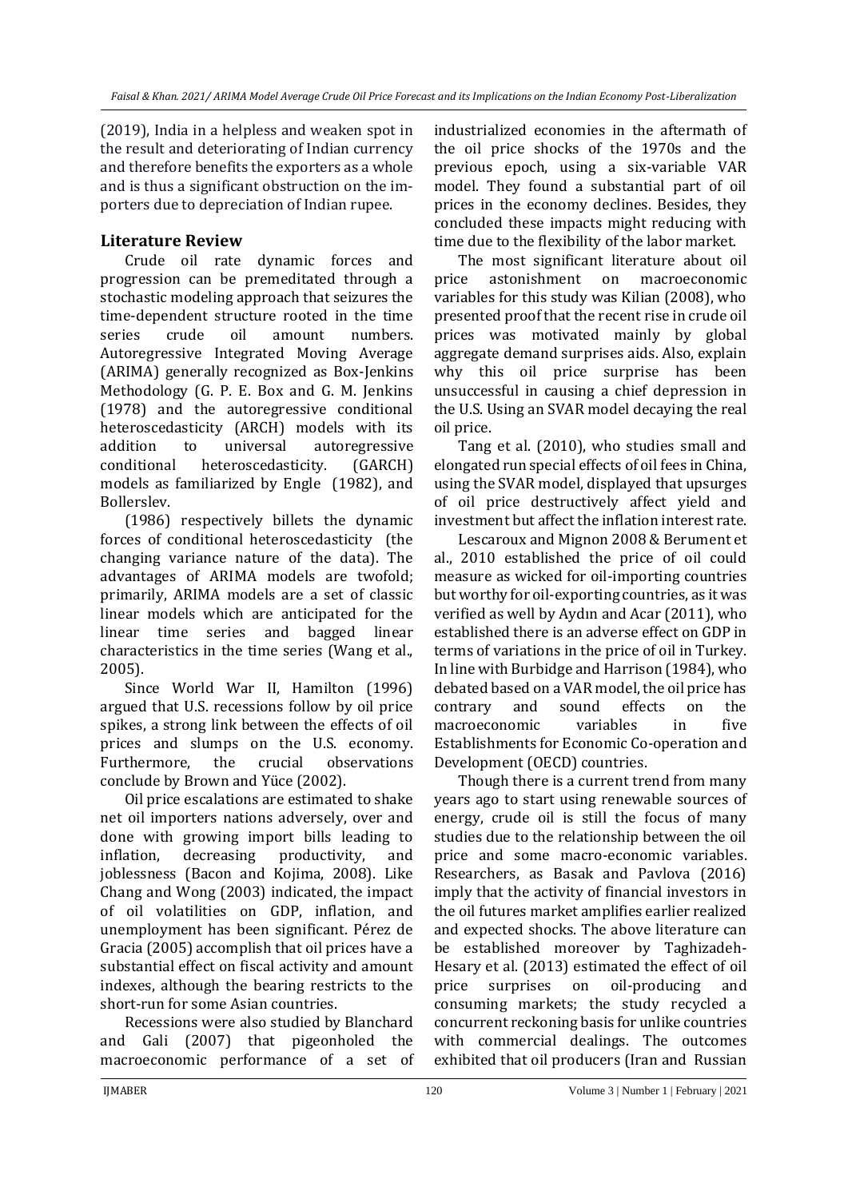(2019), India in a helpless and weaken spot in the result and deteriorating of Indian currency and therefore benefits the exporters as a whole and is thus a significant obstruction on the importers due to depreciation of Indian rupee.

## Literature Review

Crude oil rate dynamic forces and progression can be premeditated through a stochastic modeling approach that seizures the time-dependent structure rooted in the time series crude oil amount numbers. Autoregressive Integrated Moving Average (ARIMA) generally recognized as Box-Jenkins Methodology (G. P. E. Box and G. M. Jenkins (1978) and the autoregressive conditional heteroscedasticity (ARCH) models with its addition to universal autoregressive conditional heteroscedasticity. (GARCH) models as familiarized by Engle (1982), and Bollerslev.

(1986) respectively billets the dynamic forces of conditional heteroscedasticity (the changing variance nature of the data). The advantages of ARIMA models are twofold; primarily, ARIMA models are a set of classic linear models which are anticipated for the linear time series and bagged linear characteristics in the time series (Wang et al., 2005).

Since World War II, Hamilton (1996) argued that U.S. recessions follow by oil price spikes, a strong link between the effects of oil prices and slumps on the U.S. economy. Furthermore, the crucial observations conclude by Brown and Yüce (2002).

Oil price escalations are estimated to shake net oil importers nations adversely, over and done with growing import bills leading to inflation, decreasing productivity, and joblessness (Bacon and Kojima, 2008). Like Chang and Wong (2003) indicated, the impact of oil volatilities on GDP, inflation, and unemployment has been significant. Pérez de Gracia (2005) accomplish that oil prices have a substantial effect on fiscal activity and amount indexes, although the bearing restricts to the short-run for some Asian countries.

Recessions were also studied by Blanchard and Gali (2007) that pigeonholed the macroeconomic performance of a set of industrialized economies in the aftermath of the oil price shocks of the 1970s and the previous epoch, using a six-variable VAR model. They found a substantial part of oil prices in the economy declines. Besides, they concluded these impacts might reducing with time due to the flexibility of the labor market.

The most significant literature about oil price astonishment on macroeconomic variables for this study was Kilian (2008), who presented proof that the recent rise in crude oil prices was motivated mainly by global aggregate demand surprises aids. Also, explain why this oil price surprise has been unsuccessful in causing a chief depression in the U.S. Using an SVAR model decaying the real oil price.

Tang et al. (2010), who studies small and elongated run special effects of oil fees in China, using the SVAR model, displayed that upsurges of oil price destructively affect yield and investment but affect the inflation interest rate.

Lescaroux and Mignon 2008 & Berument et al., 2010 established the price of oil could measure as wicked for oil-importing countries but worthy for oil-exporting countries, as it was verified as well by Aydın and Acar (2011), who established there is an adverse effect on GDP in terms of variations in the price of oil in Turkey. In line with Burbidge and Harrison (1984), who debated based on a VAR model, the oil price has contrary and sound effects on the macroeconomic variables in five Establishments for Economic Co-operation and Development (OECD) countries.

Though there is a current trend from many years ago to start using renewable sources of energy, crude oil is still the focus of many studies due to the relationship between the oil price and some macro-economic variables. Researchers, as Basak and Pavlova (2016) imply that the activity of financial investors in the oil futures market amplifies earlier realized and expected shocks. The above literature can be established moreover by Taghizadeh-Hesary et al. (2013) estimated the effect of oil price surprises on oil-producing and consuming markets; the study recycled a concurrent reckoning basis for unlike countries with commercial dealings. The outcomes exhibited that oil producers (Iran and Russian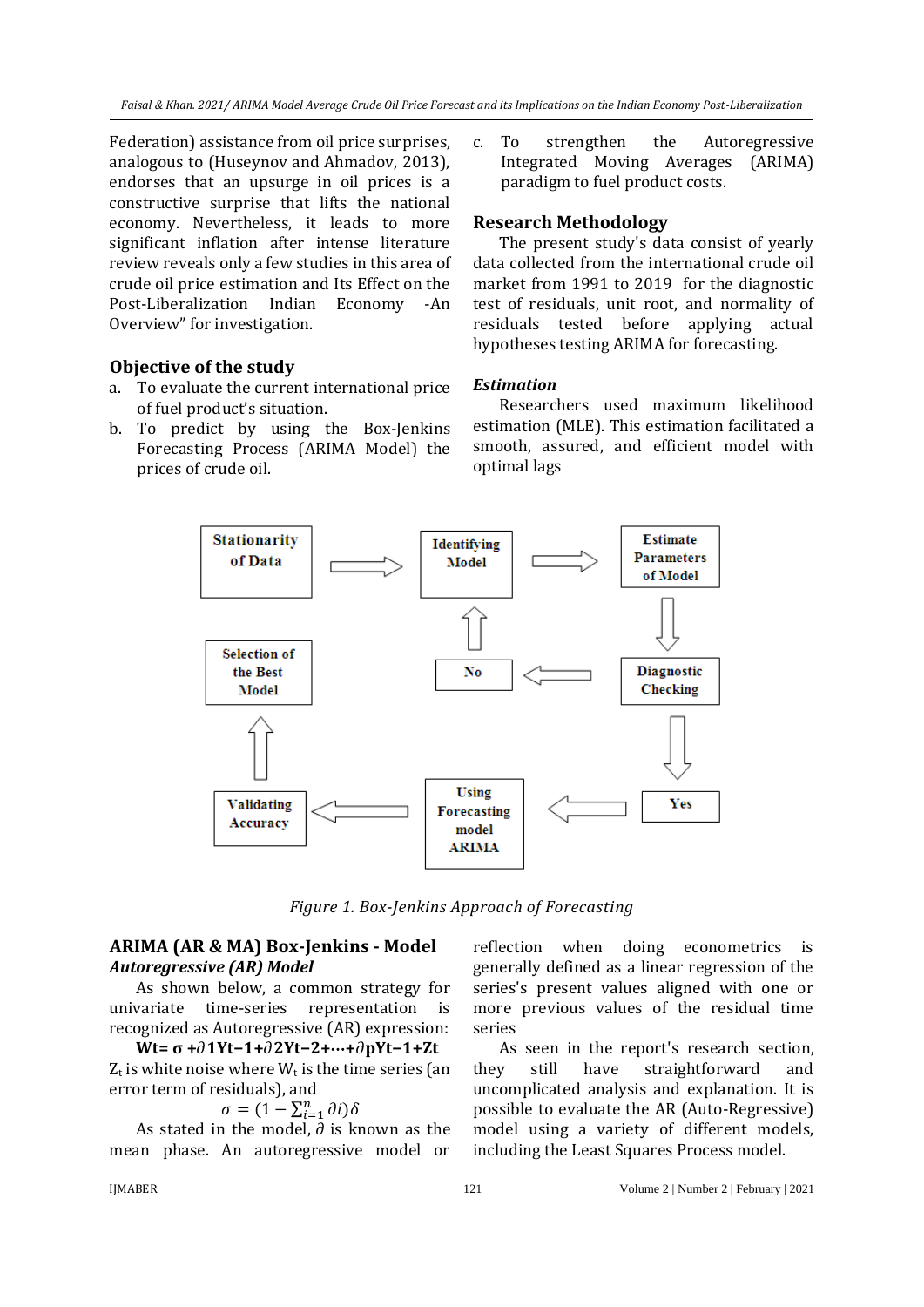Federation) assistance from oil price surprises, analogous to (Huseynov and Ahmadov, 2013), endorses that an upsurge in oil prices is a constructive surprise that lifts the national economy. Nevertheless, it leads to more significant inflation after intense literature review reveals only a few studies in this area of crude oil price estimation and Its Effect on the Post-Liberalization Indian Economy -An Overview" for investigation.

## Objective of the study

a. To evaluate the current international price of fuel product's situation.
b. To predict by using the Box-Jenkins Forecasting Process (ARIMA Model) the prices of crude oil.
c. To strengthen the Autoregressive Integrated Moving Averages (ARIMA) paradigm to fuel product costs.

## Research Methodology

The present study's data consist of yearly data collected from the international crude oil market from 1991 to 2019 for the diagnostic test of residuals, unit root, and normality of residuals tested before applying actual hypotheses testing ARIMA for forecasting.

### *Estimation*

Researchers used maximum likelihood estimation (MLE). This estimation facilitated a smooth, assured, and efficient model with optimal lags

Stationarity of Data → Identifying Model → Estimate Parameters of Model → Diagnostic Checking → No → Identifying Model; Diagnostic Checking → Yes → Using Forecasting model ARIMA → Validating Accuracy → Selection of the Best Model

*Figure 1. Box-Jenkins Approach of Forecasting*

## ARIMA (AR & MA) Box-Jenkins - Model

### *Autoregressive (AR) Model*

As shown below, a common strategy for univariate time-series representation is recognized as Autoregressive (AR) expression:

$$W_t = \sigma + \partial_1 Y_{t-1} + \partial_2 Y_{t-2} + \cdots + \partial_p Y_{t-1} + Z_t$$

$Z_t$ is white noise where $W_t$ is the time series (an error term of residuals), and

$$\sigma = (1 - \sum_{i=1}^{n} \partial i)\delta$$

As stated in the model, $\partial$ is known as the mean phase. An autoregressive model or reflection when doing econometrics is generally defined as a linear regression of the series's present values aligned with one or more previous values of the residual time series

As seen in the report's research section, they still have straightforward and uncomplicated analysis and explanation. It is possible to evaluate the AR (Auto-Regressive) model using a variety of different models, including the Least Squares Process model.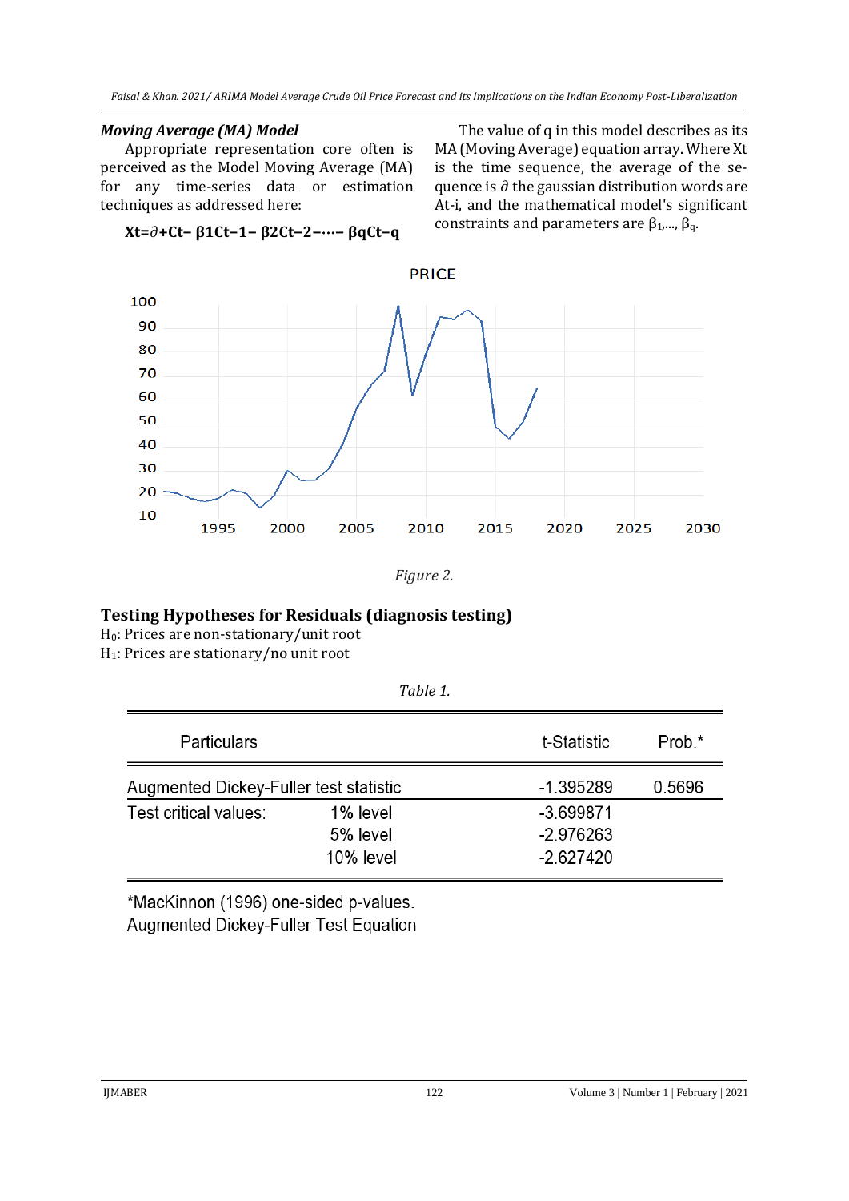### *Moving Average (MA) Model*

Appropriate representation core often is perceived as the Model Moving Average (MA) for any time-series data or estimation techniques as addressed here:

$$X_t = \partial + C_t - \beta_1 C_{t-1} - \beta_2 C_{t-2} - \cdots - \beta_q C_{t-q}$$

The value of q in this model describes as its MA (Moving Average) equation array. Where Xt is the time sequence, the average of the sequence is $\partial$ the gaussian distribution words are At-i, and the mathematical model's significant constraints and parameters are $\beta_1, \ldots, \beta_q$.

*Figure 2.*

## Testing Hypotheses for Residuals (diagnosis testing)

$H_0$: Prices are non-stationary/unit root

$H_1$: Prices are stationary/no unit root

*Table 1.*

| Particulars | | t-Statistic | Prob.* |
|---|---|---|---|
| Augmented Dickey-Fuller test statistic | | -1.395289 | 0.5696 |
| Test critical values: | 1% level | -3.699871 | |
| | 5% level | -2.976263 | |
| | 10% level | -2.627420 | |

*MacKinnon (1996) one-sided p-values.

Augmented Dickey-Fuller Test Equation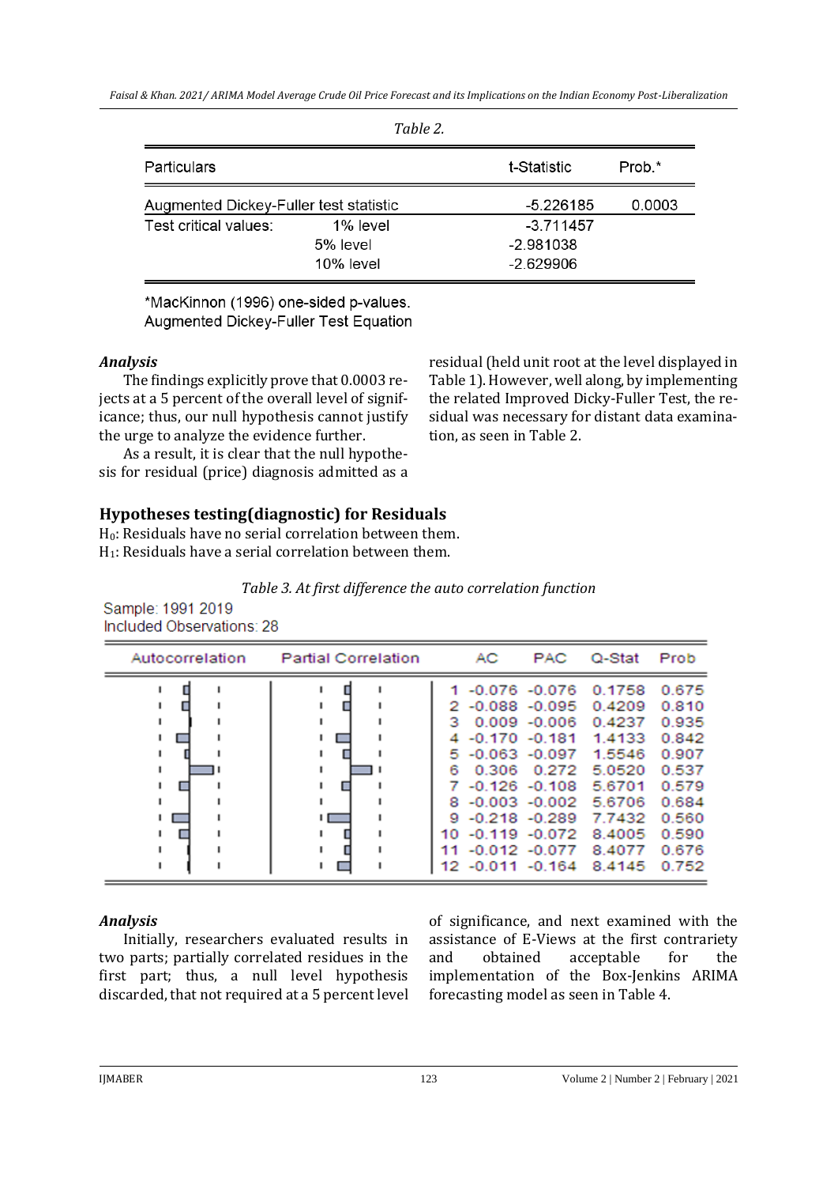*Table 2.*

| Particulars | | t-Statistic | Prob.* |
|---|---|---|---|
| Augmented Dickey-Fuller test statistic | | -5.226185 | 0.0003 |
| Test critical values: | 1% level | -3.711457 | |
| | 5% level | -2.981038 | |
| | 10% level | -2.629906 | |

*MacKinnon (1996) one-sided p-values.
Augmented Dickey-Fuller Test Equation

***Analysis***

The findings explicitly prove that 0.0003 rejects at a 5 percent of the overall level of significance; thus, our null hypothesis cannot justify the urge to analyze the evidence further.

As a result, it is clear that the null hypothesis for residual (price) diagnosis admitted as a residual (held unit root at the level displayed in Table 1). However, well along, by implementing the related Improved Dicky-Fuller Test, the residual was necessary for distant data examination, as seen in Table 2.

## Hypotheses testing(diagnostic) for Residuals

$H_0$: Residuals have no serial correlation between them.
$H_1$: Residuals have a serial correlation between them.

*Table 3. At first difference the auto correlation function*

Sample: 1991 2019
Included Observations: 28

| Lag | AC | PAC | Q-Stat | Prob |
|---|---|---|---|---|
| 1 | -0.076 | -0.076 | 0.1758 | 0.675 |
| 2 | -0.088 | -0.095 | 0.4209 | 0.810 |
| 3 | 0.009 | -0.006 | 0.4237 | 0.935 |
| 4 | -0.170 | -0.181 | 1.4133 | 0.842 |
| 5 | -0.063 | -0.097 | 1.5546 | 0.907 |
| 6 | 0.306 | 0.272 | 5.0520 | 0.537 |
| 7 | -0.126 | -0.108 | 5.6701 | 0.579 |
| 8 | -0.003 | -0.002 | 5.6706 | 0.684 |
| 9 | -0.218 | -0.289 | 7.7432 | 0.560 |
| 10 | -0.119 | -0.072 | 8.4005 | 0.590 |
| 11 | -0.012 | -0.077 | 8.4077 | 0.676 |
| 12 | -0.011 | -0.164 | 8.4145 | 0.752 |

***Analysis***

Initially, researchers evaluated results in two parts; partially correlated residues in the first part; thus, a null level hypothesis discarded, that not required at a 5 percent level of significance, and next examined with the assistance of E-Views at the first contrariety and obtained acceptable for the implementation of the Box-Jenkins ARIMA forecasting model as seen in Table 4.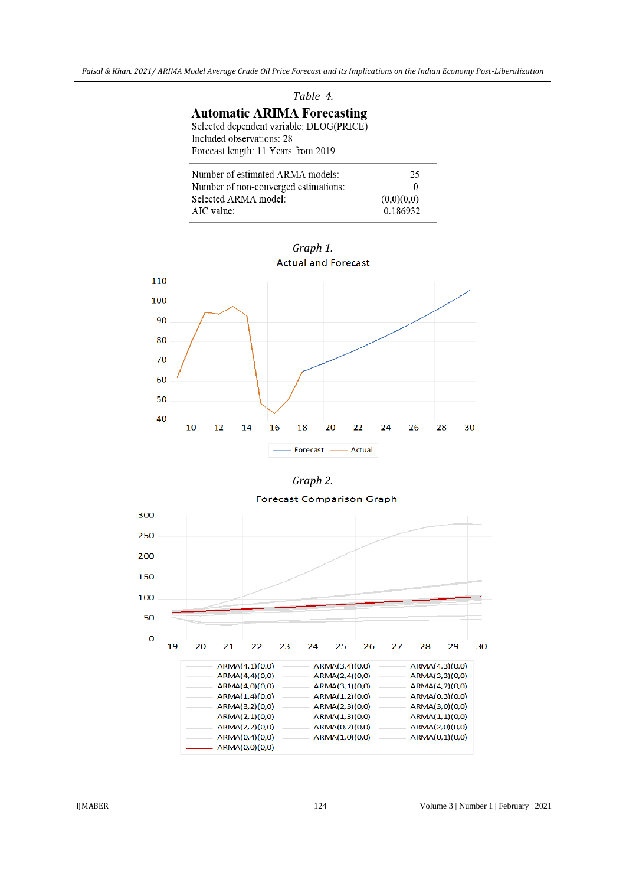*Table 4.*

**Automatic ARIMA Forecasting**

Selected dependent variable: DLOG(PRICE)
Included observations: 28
Forecast length: 11 Years from 2019

| | |
|---|---|
| Number of estimated ARMA models: | 25 |
| Number of non-converged estimations: | 0 |
| Selected ARMA model: | (0,0)(0,0) |
| AIC value: | 0.186932 |

*Graph 1.*

Actual and Forecast

*Graph 2.*

Forecast Comparison Graph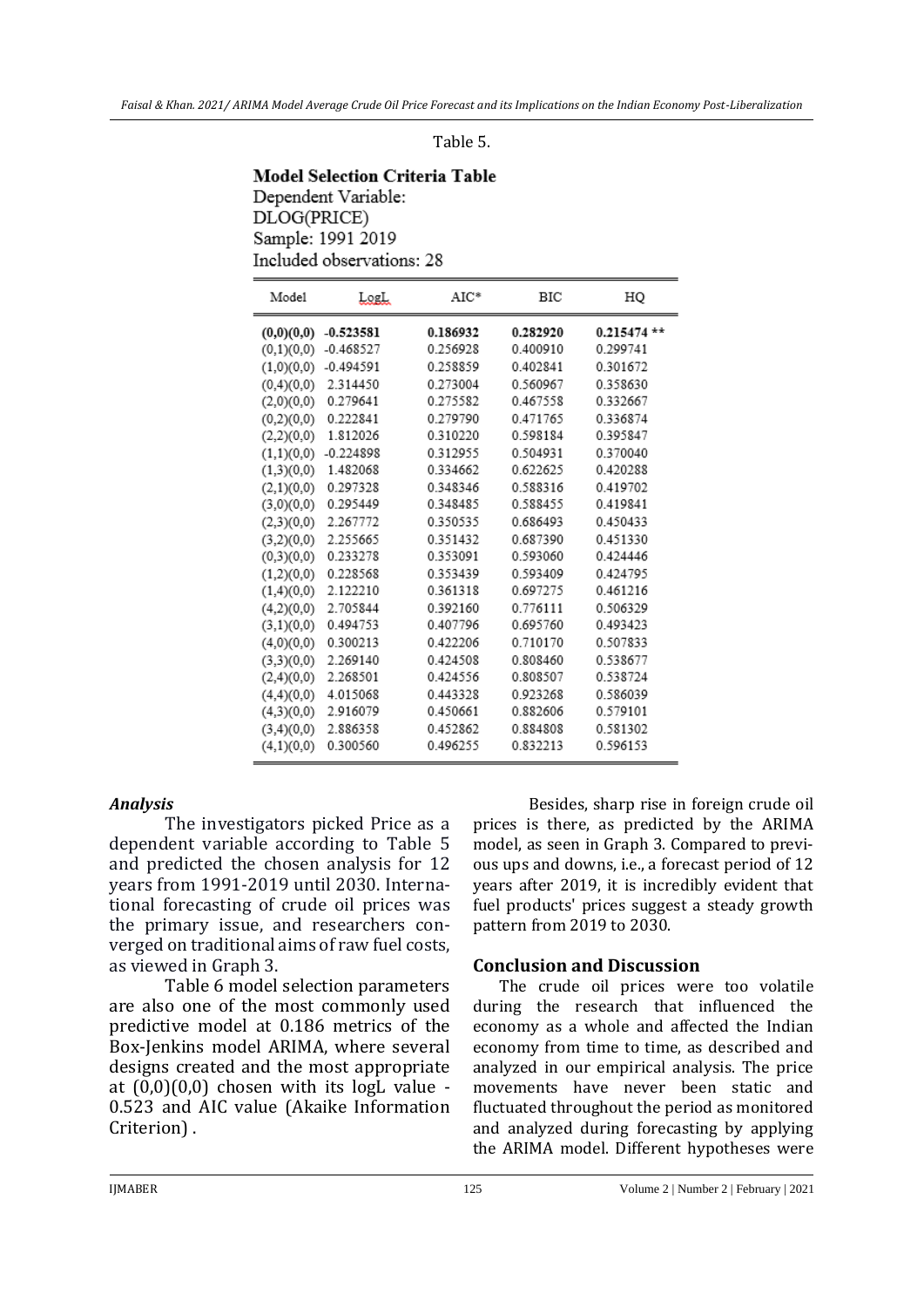Table 5.

**Model Selection Criteria Table**
Dependent Variable:
DLOG(PRICE)
Sample: 1991 2019
Included observations: 28

| Model | LogL | AIC* | BIC | HQ |
|---|---|---|---|---|
| **(0,0)(0,0)** | **-0.523581** | **0.186932** | **0.282920** | **0.215474 \*\*** |
| (0,1)(0,0) | -0.468527 | 0.256928 | 0.400910 | 0.299741 |
| (1,0)(0,0) | -0.494591 | 0.258859 | 0.402841 | 0.301672 |
| (0,4)(0,0) | 2.314450 | 0.273004 | 0.560967 | 0.358630 |
| (2,0)(0,0) | 0.279641 | 0.275582 | 0.467558 | 0.332667 |
| (0,2)(0,0) | 0.222841 | 0.279790 | 0.471765 | 0.336874 |
| (2,2)(0,0) | 1.812026 | 0.310220 | 0.598184 | 0.395847 |
| (1,1)(0,0) | -0.224898 | 0.312955 | 0.504931 | 0.370040 |
| (1,3)(0,0) | 1.482068 | 0.334662 | 0.622625 | 0.420288 |
| (2,1)(0,0) | 0.297328 | 0.348346 | 0.588316 | 0.419702 |
| (3,0)(0,0) | 0.295449 | 0.348485 | 0.588455 | 0.419841 |
| (2,3)(0,0) | 2.267772 | 0.350535 | 0.686493 | 0.450433 |
| (3,2)(0,0) | 2.255665 | 0.351432 | 0.687390 | 0.451330 |
| (0,3)(0,0) | 0.233278 | 0.353091 | 0.593060 | 0.424446 |
| (1,2)(0,0) | 0.228568 | 0.353439 | 0.593409 | 0.424795 |
| (1,4)(0,0) | 2.122210 | 0.361318 | 0.697275 | 0.461216 |
| (4,2)(0,0) | 2.705844 | 0.392160 | 0.776111 | 0.506329 |
| (3,1)(0,0) | 0.494753 | 0.407796 | 0.695760 | 0.493423 |
| (4,0)(0,0) | 0.300213 | 0.422206 | 0.710170 | 0.507833 |
| (3,3)(0,0) | 2.269140 | 0.424508 | 0.808460 | 0.538677 |
| (2,4)(0,0) | 2.268501 | 0.424556 | 0.808507 | 0.538724 |
| (4,4)(0,0) | 4.015068 | 0.443328 | 0.923268 | 0.586039 |
| (4,3)(0,0) | 2.916079 | 0.450661 | 0.882606 | 0.579101 |
| (3,4)(0,0) | 2.886358 | 0.452862 | 0.884808 | 0.581302 |
| (4,1)(0,0) | 0.300560 | 0.496255 | 0.832213 | 0.596153 |

### *Analysis*

The investigators picked Price as a dependent variable according to Table 5 and predicted the chosen analysis for 12 years from 1991-2019 until 2030. International forecasting of crude oil prices was the primary issue, and researchers converged on traditional aims of raw fuel costs, as viewed in Graph 3.

Table 6 model selection parameters are also one of the most commonly used predictive model at 0.186 metrics of the Box-Jenkins model ARIMA, where several designs created and the most appropriate at (0,0)(0,0) chosen with its logL value -0.523 and AIC value (Akaike Information Criterion) .

Besides, sharp rise in foreign crude oil prices is there, as predicted by the ARIMA model, as seen in Graph 3. Compared to previous ups and downs, i.e., a forecast period of 12 years after 2019, it is incredibly evident that fuel products' prices suggest a steady growth pattern from 2019 to 2030.

## Conclusion and Discussion

The crude oil prices were too volatile during the research that influenced the economy as a whole and affected the Indian economy from time to time, as described and analyzed in our empirical analysis. The price movements have never been static and fluctuated throughout the period as monitored and analyzed during forecasting by applying the ARIMA model. Different hypotheses were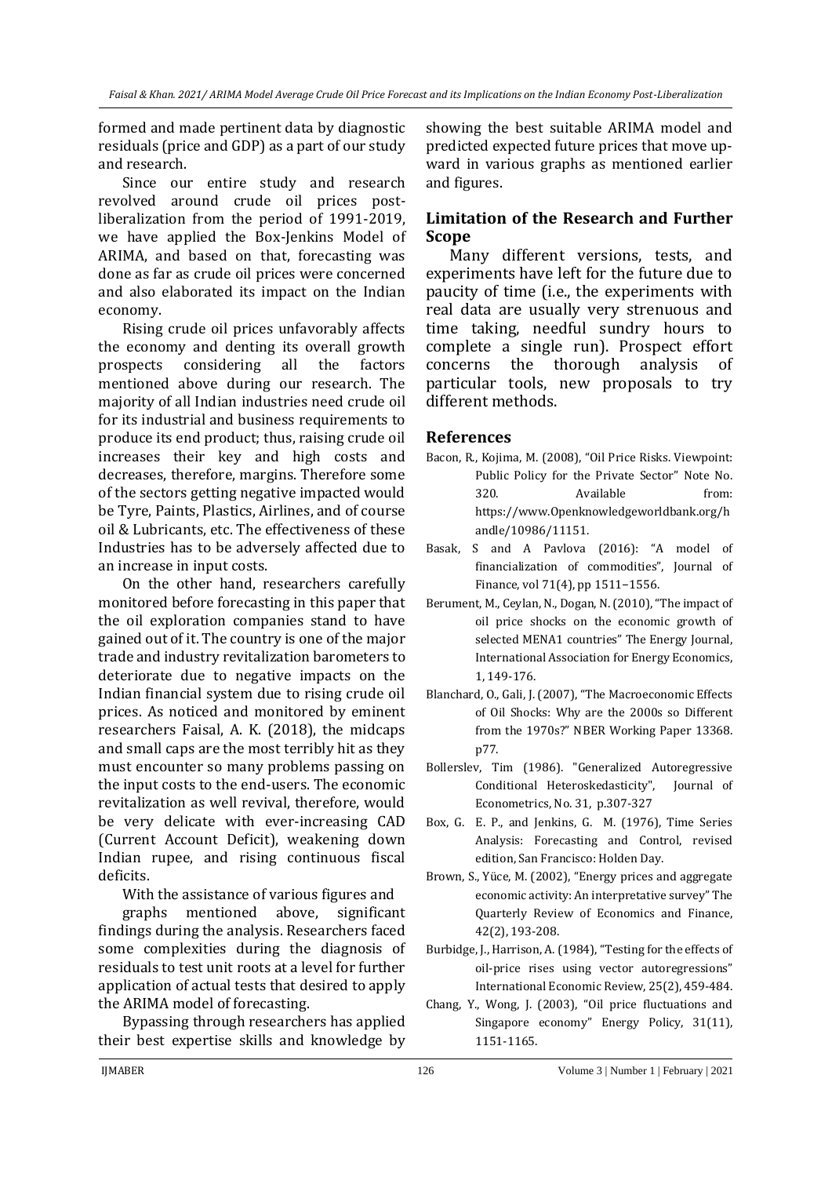formed and made pertinent data by diagnostic residuals (price and GDP) as a part of our study and research.

Since our entire study and research revolved around crude oil prices post-liberalization from the period of 1991-2019, we have applied the Box-Jenkins Model of ARIMA, and based on that, forecasting was done as far as crude oil prices were concerned and also elaborated its impact on the Indian economy.

Rising crude oil prices unfavorably affects the economy and denting its overall growth prospects considering all the factors mentioned above during our research. The majority of all Indian industries need crude oil for its industrial and business requirements to produce its end product; thus, raising crude oil increases their key and high costs and decreases, therefore, margins. Therefore some of the sectors getting negative impacted would be Tyre, Paints, Plastics, Airlines, and of course oil & Lubricants, etc. The effectiveness of these Industries has to be adversely affected due to an increase in input costs.

On the other hand, researchers carefully monitored before forecasting in this paper that the oil exploration companies stand to have gained out of it. The country is one of the major trade and industry revitalization barometers to deteriorate due to negative impacts on the Indian financial system due to rising crude oil prices. As noticed and monitored by eminent researchers Faisal, A. K. (2018), the midcaps and small caps are the most terribly hit as they must encounter so many problems passing on the input costs to the end-users. The economic revitalization as well revival, therefore, would be very delicate with ever-increasing CAD (Current Account Deficit), weakening down Indian rupee, and rising continuous fiscal deficits.

With the assistance of various figures and graphs mentioned above, significant findings during the analysis. Researchers faced some complexities during the diagnosis of residuals to test unit roots at a level for further application of actual tests that desired to apply the ARIMA model of forecasting.

Bypassing through researchers has applied their best expertise skills and knowledge by showing the best suitable ARIMA model and predicted expected future prices that move upward in various graphs as mentioned earlier and figures.

## Limitation of the Research and Further Scope

Many different versions, tests, and experiments have left for the future due to paucity of time (i.e., the experiments with real data are usually very strenuous and time taking, needful sundry hours to complete a single run). Prospect effort concerns the thorough analysis of particular tools, new proposals to try different methods.

## References

Bacon, R., Kojima, M. (2008), "Oil Price Risks. Viewpoint: Public Policy for the Private Sector" Note No. 320. Available from: https://www.Openknowledgeworldbank.org/handle/10986/11151.

Basak, S and A Pavlova (2016): "A model of financialization of commodities", Journal of Finance, vol 71(4), pp 1511–1556.

Berument, M., Ceylan, N., Dogan, N. (2010), "The impact of oil price shocks on the economic growth of selected MENA1 countries" The Energy Journal, International Association for Energy Economics, 1, 149-176.

Blanchard, O., Gali, J. (2007), "The Macroeconomic Effects of Oil Shocks: Why are the 2000s so Different from the 1970s?" NBER Working Paper 13368. p77.

Bollerslev, Tim (1986). "Generalized Autoregressive Conditional Heteroskedasticity", Journal of Econometrics, No. 31, p.307-327

Box, G. E. P., and Jenkins, G. M. (1976), Time Series Analysis: Forecasting and Control, revised edition, San Francisco: Holden Day.

Brown, S., Yüce, M. (2002), "Energy prices and aggregate economic activity: An interpretative survey" The Quarterly Review of Economics and Finance, 42(2), 193-208.

Burbidge, J., Harrison, A. (1984), "Testing for the effects of oil-price rises using vector autoregressions" International Economic Review, 25(2), 459-484.

Chang, Y., Wong, J. (2003), "Oil price fluctuations and Singapore economy" Energy Policy, 31(11), 1151-1165.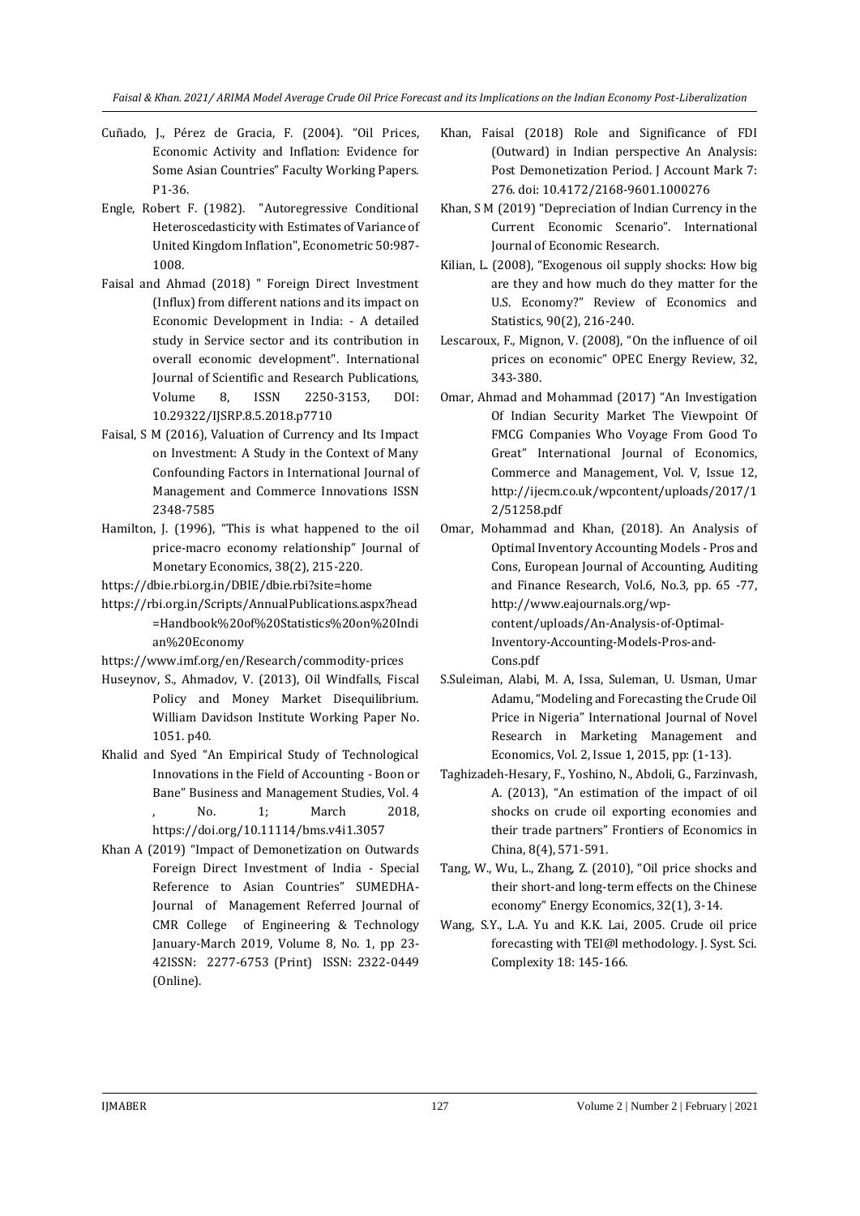Cuñado, J., Pérez de Gracia, F. (2004). "Oil Prices, Economic Activity and Inflation: Evidence for Some Asian Countries" Faculty Working Papers. P1-36.

Engle, Robert F. (1982). "Autoregressive Conditional Heteroscedasticity with Estimates of Variance of United Kingdom Inflation", Econometric 50:987-1008.

Faisal and Ahmad (2018) " Foreign Direct Investment (Influx) from different nations and its impact on Economic Development in India: - A detailed study in Service sector and its contribution in overall economic development". International Journal of Scientific and Research Publications, Volume 8, ISSN 2250-3153, DOI: 10.29322/IJSRP.8.5.2018.p7710

Faisal, S M (2016), Valuation of Currency and Its Impact on Investment: A Study in the Context of Many Confounding Factors in International Journal of Management and Commerce Innovations ISSN 2348-7585

Hamilton, J. (1996), "This is what happened to the oil price-macro economy relationship" Journal of Monetary Economics, 38(2), 215-220.

https://dbie.rbi.org.in/DBIE/dbie.rbi?site=home

https://rbi.org.in/Scripts/AnnualPublications.aspx?head=Handbook%20of%20Statistics%20on%20Indian%20Economy

https://www.imf.org/en/Research/commodity-prices

Huseynov, S., Ahmadov, V. (2013), Oil Windfalls, Fiscal Policy and Money Market Disequilibrium. William Davidson Institute Working Paper No. 1051. p40.

Khalid and Syed "An Empirical Study of Technological Innovations in the Field of Accounting - Boon or Bane" Business and Management Studies, Vol. 4 , No. 1; March 2018, https://doi.org/10.11114/bms.v4i1.3057

Khan A (2019) "Impact of Demonetization on Outwards Foreign Direct Investment of India - Special Reference to Asian Countries" SUMEDHA-Journal of Management Referred Journal of CMR College of Engineering & Technology January-March 2019, Volume 8, No. 1, pp 23-42ISSN: 2277-6753 (Print) ISSN: 2322-0449 (Online).

Khan, Faisal (2018) Role and Significance of FDI (Outward) in Indian perspective An Analysis: Post Demonetization Period. J Account Mark 7: 276. doi: 10.4172/2168-9601.1000276

Khan, S M (2019) "Depreciation of Indian Currency in the Current Economic Scenario". International Journal of Economic Research.

Kilian, L. (2008), "Exogenous oil supply shocks: How big are they and how much do they matter for the U.S. Economy?" Review of Economics and Statistics, 90(2), 216-240.

Lescaroux, F., Mignon, V. (2008), "On the influence of oil prices on economic" OPEC Energy Review, 32, 343-380.

Omar, Ahmad and Mohammad (2017) "An Investigation Of Indian Security Market The Viewpoint Of FMCG Companies Who Voyage From Good To Great" International Journal of Economics, Commerce and Management, Vol. V, Issue 12, http://ijecm.co.uk/wpcontent/uploads/2017/12/51258.pdf

Omar, Mohammad and Khan, (2018). An Analysis of Optimal Inventory Accounting Models - Pros and Cons, European Journal of Accounting, Auditing and Finance Research, Vol.6, No.3, pp. 65 -77, http://www.eajournals.org/wp-content/uploads/An-Analysis-of-Optimal-Inventory-Accounting-Models-Pros-and-Cons.pdf

S.Suleiman, Alabi, M. A, Issa, Suleman, U. Usman, Umar Adamu, "Modeling and Forecasting the Crude Oil Price in Nigeria" International Journal of Novel Research in Marketing Management and Economics, Vol. 2, Issue 1, 2015, pp: (1-13).

Taghizadeh-Hesary, F., Yoshino, N., Abdoli, G., Farzinvash, A. (2013), "An estimation of the impact of oil shocks on crude oil exporting economies and their trade partners" Frontiers of Economics in China, 8(4), 571-591.

Tang, W., Wu, L., Zhang, Z. (2010), "Oil price shocks and their short-and long-term effects on the Chinese economy" Energy Economics, 32(1), 3-14.

Wang, S.Y., L.A. Yu and K.K. Lai, 2005. Crude oil price forecasting with TEI@I methodology. J. Syst. Sci. Complexity 18: 145-166.